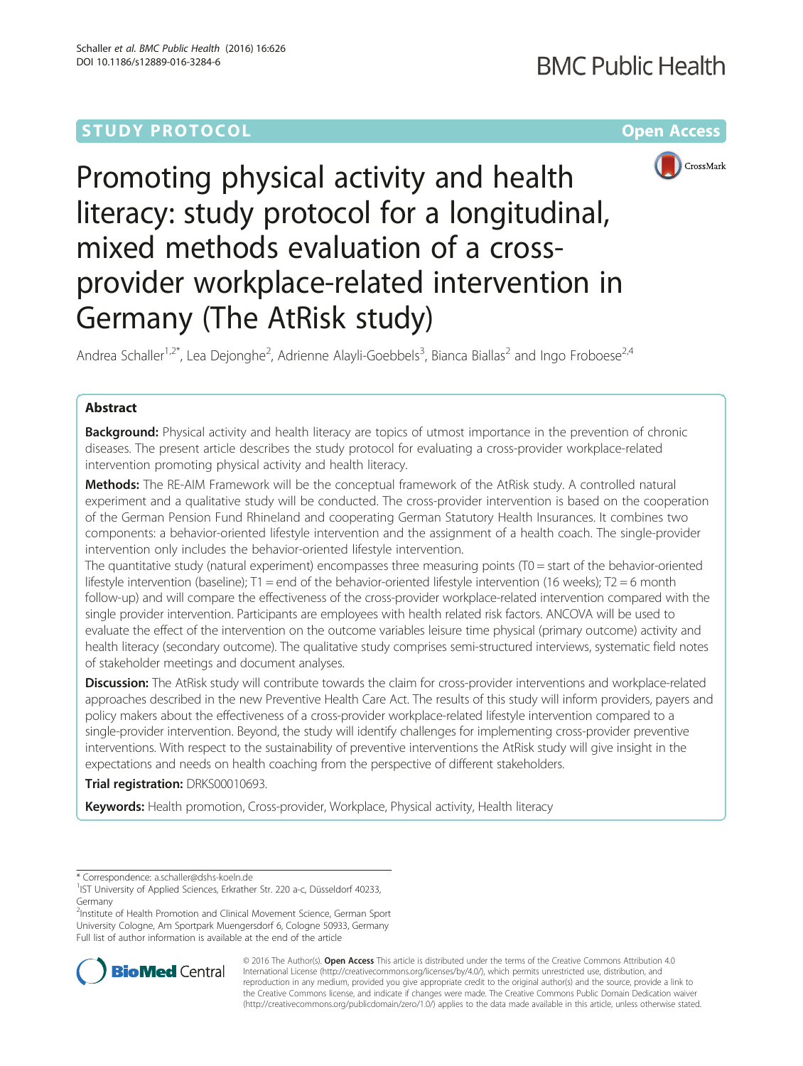STUDY PROTOCOL Open Access

# Promoting physical activity and health literacy: study protocol for a longitudinal, mixed methods evaluation of a cross-provider workplace-related intervention in Germany (The AtRisk study)

Andrea Schaller[1,2*], Lea Dejonghe[2], Adrienne Alayli-Goebbels[3], Bianca Biallas[2] and Ingo Froboese[2,4]

## Abstract

**Background:** Physical activity and health literacy are topics of utmost importance in the prevention of chronic diseases. The present article describes the study protocol for evaluating a cross-provider workplace-related intervention promoting physical activity and health literacy.

**Methods:** The RE-AIM Framework will be the conceptual framework of the AtRisk study. A controlled natural experiment and a qualitative study will be conducted. The cross-provider intervention is based on the cooperation of the German Pension Fund Rhineland and cooperating German Statutory Health Insurances. It combines two components: a behavior-oriented lifestyle intervention and the assignment of a health coach. The single-provider intervention only includes the behavior-oriented lifestyle intervention.

The quantitative study (natural experiment) encompasses three measuring points (T0 = start of the behavior-oriented lifestyle intervention (baseline); T1 = end of the behavior-oriented lifestyle intervention (16 weeks); T2 = 6 month follow-up) and will compare the effectiveness of the cross-provider workplace-related intervention compared with the single provider intervention. Participants are employees with health related risk factors. ANCOVA will be used to evaluate the effect of the intervention on the outcome variables leisure time physical (primary outcome) activity and health literacy (secondary outcome). The qualitative study comprises semi-structured interviews, systematic field notes of stakeholder meetings and document analyses.

**Discussion:** The AtRisk study will contribute towards the claim for cross-provider interventions and workplace-related approaches described in the new Preventive Health Care Act. The results of this study will inform providers, payers and policy makers about the effectiveness of a cross-provider workplace-related lifestyle intervention compared to a single-provider intervention. Beyond, the study will identify challenges for implementing cross-provider preventive interventions. With respect to the sustainability of preventive interventions the AtRisk study will give insight in the expectations and needs on health coaching from the perspective of different stakeholders.

**Trial registration:** DRKS00010693.

**Keywords:** Health promotion, Cross-provider, Workplace, Physical activity, Health literacy

---

\* Correspondence: a.schaller@dshs-koeln.de

[1]IST University of Applied Sciences, Erkrather Str. 220 a-c, Düsseldorf 40233, Germany

[2]Institute of Health Promotion and Clinical Movement Science, German Sport University Cologne, Am Sportpark Muengersdorf 6, Cologne 50933, Germany

Full list of author information is available at the end of the article

© 2016 The Author(s). **Open Access** This article is distributed under the terms of the Creative Commons Attribution 4.0 International License (http://creativecommons.org/licenses/by/4.0/), which permits unrestricted use, distribution, and reproduction in any medium, provided you give appropriate credit to the original author(s) and the source, provide a link to the Creative Commons license, and indicate if changes were made. The Creative Commons Public Domain Dedication waiver (http://creativecommons.org/publicdomain/zero/1.0/) applies to the data made available in this article, unless otherwise stated.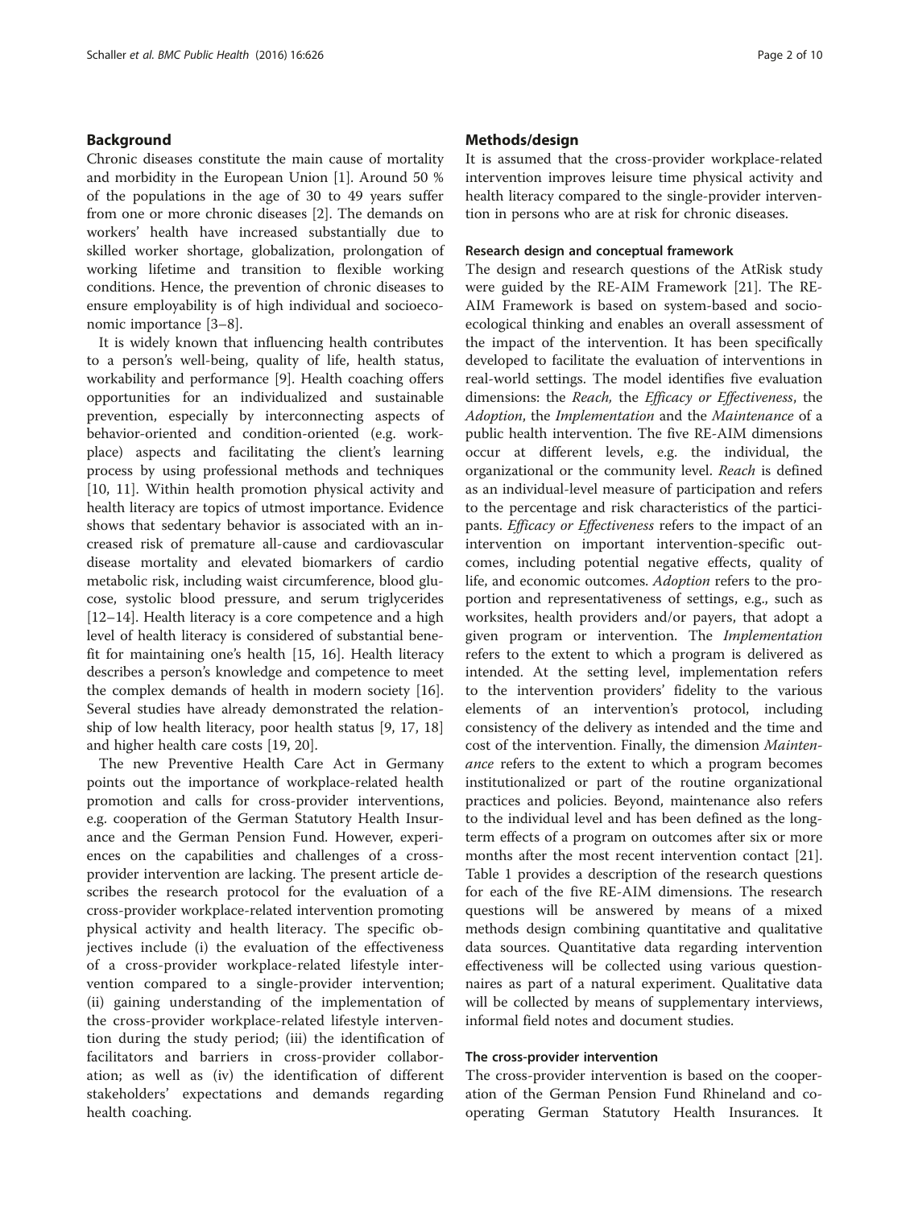## Background

Chronic diseases constitute the main cause of mortality and morbidity in the European Union [1]. Around 50 % of the populations in the age of 30 to 49 years suffer from one or more chronic diseases [2]. The demands on workers' health have increased substantially due to skilled worker shortage, globalization, prolongation of working lifetime and transition to flexible working conditions. Hence, the prevention of chronic diseases to ensure employability is of high individual and socioeconomic importance [3–8].

It is widely known that influencing health contributes to a person's well-being, quality of life, health status, workability and performance [9]. Health coaching offers opportunities for an individualized and sustainable prevention, especially by interconnecting aspects of behavior-oriented and condition-oriented (e.g. workplace) aspects and facilitating the client's learning process by using professional methods and techniques [10, 11]. Within health promotion physical activity and health literacy are topics of utmost importance. Evidence shows that sedentary behavior is associated with an increased risk of premature all-cause and cardiovascular disease mortality and elevated biomarkers of cardio metabolic risk, including waist circumference, blood glucose, systolic blood pressure, and serum triglycerides [12–14]. Health literacy is a core competence and a high level of health literacy is considered of substantial benefit for maintaining one's health [15, 16]. Health literacy describes a person's knowledge and competence to meet the complex demands of health in modern society [16]. Several studies have already demonstrated the relationship of low health literacy, poor health status [9, 17, 18] and higher health care costs [19, 20].

The new Preventive Health Care Act in Germany points out the importance of workplace-related health promotion and calls for cross-provider interventions, e.g. cooperation of the German Statutory Health Insurance and the German Pension Fund. However, experiences on the capabilities and challenges of a cross-provider intervention are lacking. The present article describes the research protocol for the evaluation of a cross-provider workplace-related intervention promoting physical activity and health literacy. The specific objectives include (i) the evaluation of the effectiveness of a cross-provider workplace-related lifestyle intervention compared to a single-provider intervention; (ii) gaining understanding of the implementation of the cross-provider workplace-related lifestyle intervention during the study period; (iii) the identification of facilitators and barriers in cross-provider collaboration; as well as (iv) the identification of different stakeholders' expectations and demands regarding health coaching.

## Methods/design

It is assumed that the cross-provider workplace-related intervention improves leisure time physical activity and health literacy compared to the single-provider intervention in persons who are at risk for chronic diseases.

### Research design and conceptual framework

The design and research questions of the AtRisk study were guided by the RE-AIM Framework [21]. The RE-AIM Framework is based on system-based and socio-ecological thinking and enables an overall assessment of the impact of the intervention. It has been specifically developed to facilitate the evaluation of interventions in real-world settings. The model identifies five evaluation dimensions: the *Reach,* the *Efficacy or Effectiveness*, the *Adoption*, the *Implementation* and the *Maintenance* of a public health intervention. The five RE-AIM dimensions occur at different levels, e.g. the individual, the organizational or the community level. *Reach* is defined as an individual-level measure of participation and refers to the percentage and risk characteristics of the participants. *Efficacy or Effectiveness* refers to the impact of an intervention on important intervention-specific outcomes, including potential negative effects, quality of life, and economic outcomes. *Adoption* refers to the proportion and representativeness of settings, e.g., such as worksites, health providers and/or payers, that adopt a given program or intervention. The *Implementation* refers to the extent to which a program is delivered as intended. At the setting level, implementation refers to the intervention providers' fidelity to the various elements of an intervention's protocol, including consistency of the delivery as intended and the time and cost of the intervention. Finally, the dimension *Maintenance* refers to the extent to which a program becomes institutionalized or part of the routine organizational practices and policies. Beyond, maintenance also refers to the individual level and has been defined as the long-term effects of a program on outcomes after six or more months after the most recent intervention contact [21]. Table 1 provides a description of the research questions for each of the five RE-AIM dimensions. The research questions will be answered by means of a mixed methods design combining quantitative and qualitative data sources. Quantitative data regarding intervention effectiveness will be collected using various questionnaires as part of a natural experiment. Qualitative data will be collected by means of supplementary interviews, informal field notes and document studies.

### The cross-provider intervention

The cross-provider intervention is based on the cooperation of the German Pension Fund Rhineland and cooperating German Statutory Health Insurances. It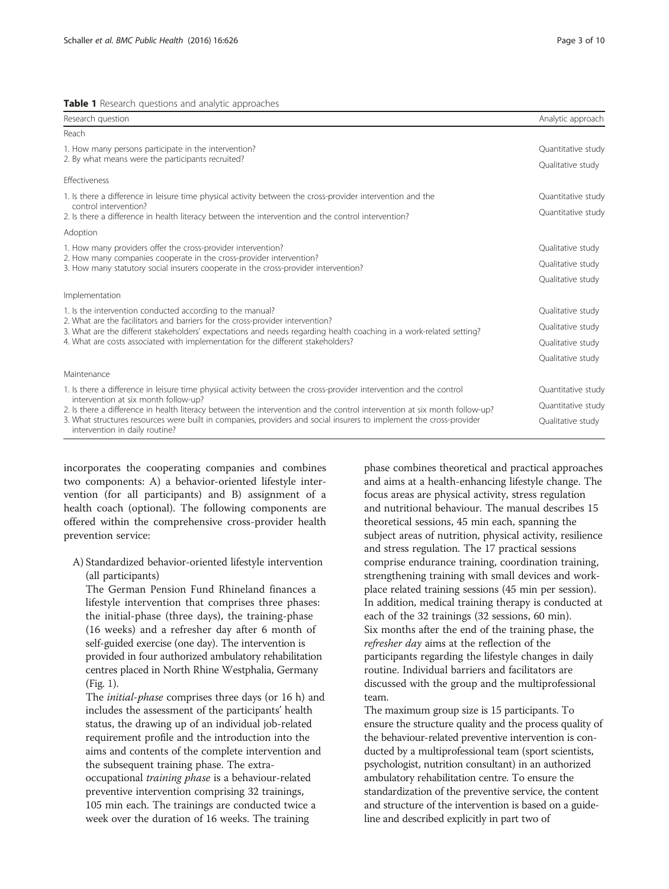**Table 1** Research questions and analytic approaches

| Research question | Analytic approach |
|---|---|
| Reach | |
| 1. How many persons participate in the intervention? | Quantitative study |
| 2. By what means were the participants recruited? | Qualitative study |
| Effectiveness | |
| 1. Is there a difference in leisure time physical activity between the cross-provider intervention and the control intervention? | Quantitative study |
| 2. Is there a difference in health literacy between the intervention and the control intervention? | Quantitative study |
| Adoption | |
| 1. How many providers offer the cross-provider intervention? | Qualitative study |
| 2. How many companies cooperate in the cross-provider intervention? | Qualitative study |
| 3. How many statutory social insurers cooperate in the cross-provider intervention? | Qualitative study |
| Implementation | |
| 1. Is the intervention conducted according to the manual? | Qualitative study |
| 2. What are the facilitators and barriers for the cross-provider intervention? | Qualitative study |
| 3. What are the different stakeholders' expectations and needs regarding health coaching in a work-related setting? | Qualitative study |
| 4. What are costs associated with implementation for the different stakeholders? | Qualitative study |
| Maintenance | |
| 1. Is there a difference in leisure time physical activity between the cross-provider intervention and the control intervention at six month follow-up? | Quantitative study |
| 2. Is there a difference in health literacy between the intervention and the control intervention at six month follow-up? | Quantitative study |
| 3. What structures resources were built in companies, providers and social insurers to implement the cross-provider intervention in daily routine? | Qualitative study |

incorporates the cooperating companies and combines two components: A) a behavior-oriented lifestyle intervention (for all participants) and B) assignment of a health coach (optional). The following components are offered within the comprehensive cross-provider health prevention service:

A) Standardized behavior-oriented lifestyle intervention (all participants)

The German Pension Fund Rhineland finances a lifestyle intervention that comprises three phases: the initial-phase (three days), the training-phase (16 weeks) and a refresher day after 6 month of self-guided exercise (one day). The intervention is provided in four authorized ambulatory rehabilitation centres placed in North Rhine Westphalia, Germany (Fig. 1).

The *initial-phase* comprises three days (or 16 h) and includes the assessment of the participants' health status, the drawing up of an individual job-related requirement profile and the introduction into the aims and contents of the complete intervention and the subsequent training phase. The extra-occupational *training phase* is a behaviour-related preventive intervention comprising 32 trainings, 105 min each. The trainings are conducted twice a week over the duration of 16 weeks. The training phase combines theoretical and practical approaches and aims at a health-enhancing lifestyle change. The focus areas are physical activity, stress regulation and nutritional behaviour. The manual describes 15 theoretical sessions, 45 min each, spanning the subject areas of nutrition, physical activity, resilience and stress regulation. The 17 practical sessions comprise endurance training, coordination training, strengthening training with small devices and workplace related training sessions (45 min per session). In addition, medical training therapy is conducted at each of the 32 trainings (32 sessions, 60 min).

Six months after the end of the training phase, the *refresher day* aims at the reflection of the participants regarding the lifestyle changes in daily routine. Individual barriers and facilitators are discussed with the group and the multiprofessional team.

The maximum group size is 15 participants. To ensure the structure quality and the process quality of the behaviour-related preventive intervention is conducted by a multiprofessional team (sport scientists, psychologist, nutrition consultant) in an authorized ambulatory rehabilitation centre. To ensure the standardization of the preventive service, the content and structure of the intervention is based on a guideline and described explicitly in part two of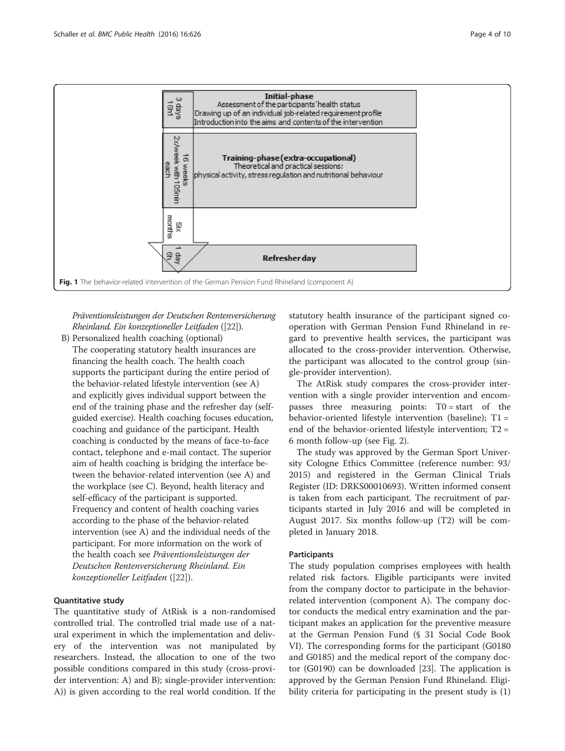| 3 days 16h1 | **Initial-phase** Assessment of the participants' health status Drawing up of an individual job-related requirement profile Introduction into the aims and contents of the intervention |
|---|---|
| 16 weeks 2x/week with 105min each | **Training-phase (extra-occupational)** Theoretical and practical sessions: physical activity, stress regulation and nutritional behaviour |
| Six months | |
| 1 day 6h | **Refresher day** |

**Fig. 1** The behavior-related intervention of the German Pension Fund Rhineland (component A)

*Präventionsleistungen der Deutschen Rentenversicherung Rheinland. Ein konzeptioneller Leitfaden* ([22]).

B) Personalized health coaching (optional)
The cooperating statutory health insurances are financing the health coach. The health coach supports the participant during the entire period of the behavior-related lifestyle intervention (see A) and explicitly gives individual support between the end of the training phase and the refresher day (self-guided exercise). Health coaching focuses education, coaching and guidance of the participant. Health coaching is conducted by the means of face-to-face contact, telephone and e-mail contact. The superior aim of health coaching is bridging the interface between the behavior-related intervention (see A) and the workplace (see C). Beyond, health literacy and self-efficacy of the participant is supported. Frequency and content of health coaching varies according to the phase of the behavior-related intervention (see A) and the individual needs of the participant. For more information on the work of the health coach see *Präventionsleistungen der Deutschen Rentenversicherung Rheinland. Ein konzeptioneller Leitfaden* ([22]).

### Quantitative study

The quantitative study of AtRisk is a non-randomised controlled trial. The controlled trial made use of a natural experiment in which the implementation and delivery of the intervention was not manipulated by researchers. Instead, the allocation to one of the two possible conditions compared in this study (cross-provider intervention: A) and B); single-provider intervention: A)) is given according to the real world condition. If the statutory health insurance of the participant signed cooperation with German Pension Fund Rhineland in regard to preventive health services, the participant was allocated to the cross-provider intervention. Otherwise, the participant was allocated to the control group (single-provider intervention).

The AtRisk study compares the cross-provider intervention with a single provider intervention and encompasses three measuring points: T0 = start of the behavior-oriented lifestyle intervention (baseline); T1 = end of the behavior-oriented lifestyle intervention; T2 = 6 month follow-up (see Fig. 2).

The study was approved by the German Sport University Cologne Ethics Committee (reference number: 93/2015) and registered in the German Clinical Trials Register (ID: DRKS00010693). Written informed consent is taken from each participant. The recruitment of participants started in July 2016 and will be completed in August 2017. Six months follow-up (T2) will be completed in January 2018.

### Participants

The study population comprises employees with health related risk factors. Eligible participants were invited from the company doctor to participate in the behavior-related intervention (component A). The company doctor conducts the medical entry examination and the participant makes an application for the preventive measure at the German Pension Fund (§ 31 Social Code Book VI). The corresponding forms for the participant (G0180 and G0185) and the medical report of the company doctor (G0190) can be downloaded [23]. The application is approved by the German Pension Fund Rhineland. Eligibility criteria for participating in the present study is (1)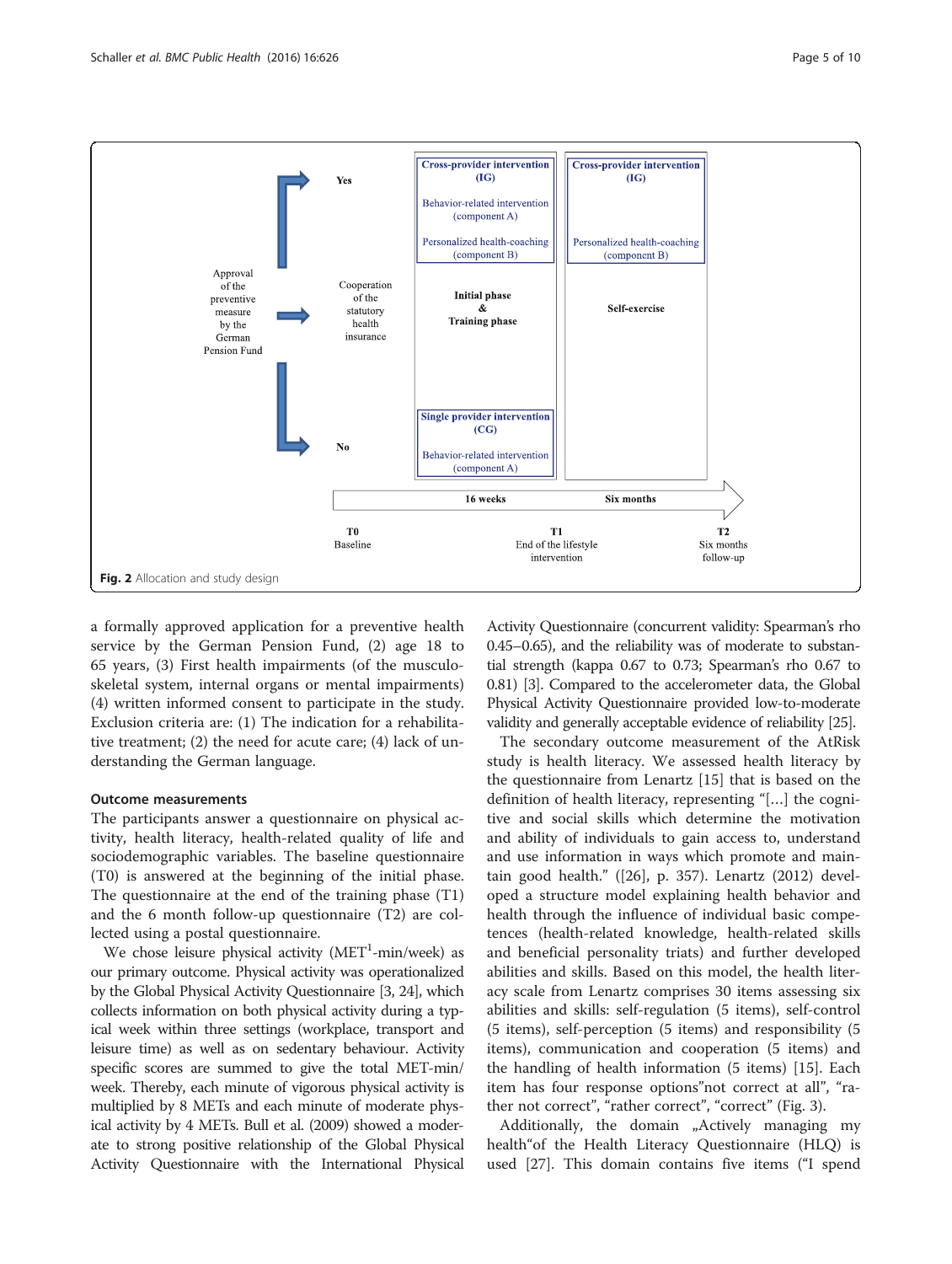Fig. 2 Allocation and study design

a formally approved application for a preventive health service by the German Pension Fund, (2) age 18 to 65 years, (3) First health impairments (of the musculoskeletal system, internal organs or mental impairments) (4) written informed consent to participate in the study. Exclusion criteria are: (1) The indication for a rehabilitative treatment; (2) the need for acute care; (4) lack of understanding the German language.

## Outcome measurements

The participants answer a questionnaire on physical activity, health literacy, health-related quality of life and sociodemographic variables. The baseline questionnaire (T0) is answered at the beginning of the initial phase. The questionnaire at the end of the training phase (T1) and the 6 month follow-up questionnaire (T2) are collected using a postal questionnaire.

We chose leisure physical activity (MET[1]-min/week) as our primary outcome. Physical activity was operationalized by the Global Physical Activity Questionnaire [3, 24], which collects information on both physical activity during a typical week within three settings (workplace, transport and leisure time) as well as on sedentary behaviour. Activity specific scores are summed to give the total MET-min/week. Thereby, each minute of vigorous physical activity is multiplied by 8 METs and each minute of moderate physical activity by 4 METs. Bull et al. (2009) showed a moderate to strong positive relationship of the Global Physical Activity Questionnaire with the International Physical Activity Questionnaire (concurrent validity: Spearman's rho 0.45–0.65), and the reliability was of moderate to substantial strength (kappa 0.67 to 0.73; Spearman's rho 0.67 to 0.81) [3]. Compared to the accelerometer data, the Global Physical Activity Questionnaire provided low-to-moderate validity and generally acceptable evidence of reliability [25].

The secondary outcome measurement of the AtRisk study is health literacy. We assessed health literacy by the questionnaire from Lenartz [15] that is based on the definition of health literacy, representing "[…] the cognitive and social skills which determine the motivation and ability of individuals to gain access to, understand and use information in ways which promote and maintain good health." ([26], p. 357). Lenartz (2012) developed a structure model explaining health behavior and health through the influence of individual basic competences (health-related knowledge, health-related skills and beneficial personality triats) and further developed abilities and skills. Based on this model, the health literacy scale from Lenartz comprises 30 items assessing six abilities and skills: self-regulation (5 items), self-control (5 items), self-perception (5 items) and responsibility (5 items), communication and cooperation (5 items) and the handling of health information (5 items) [15]. Each item has four response options"not correct at all", "rather not correct", "rather correct", "correct" (Fig. 3).

Additionally, the domain „Actively managing my health"of the Health Literacy Questionnaire (HLQ) is used [27]. This domain contains five items ("I spend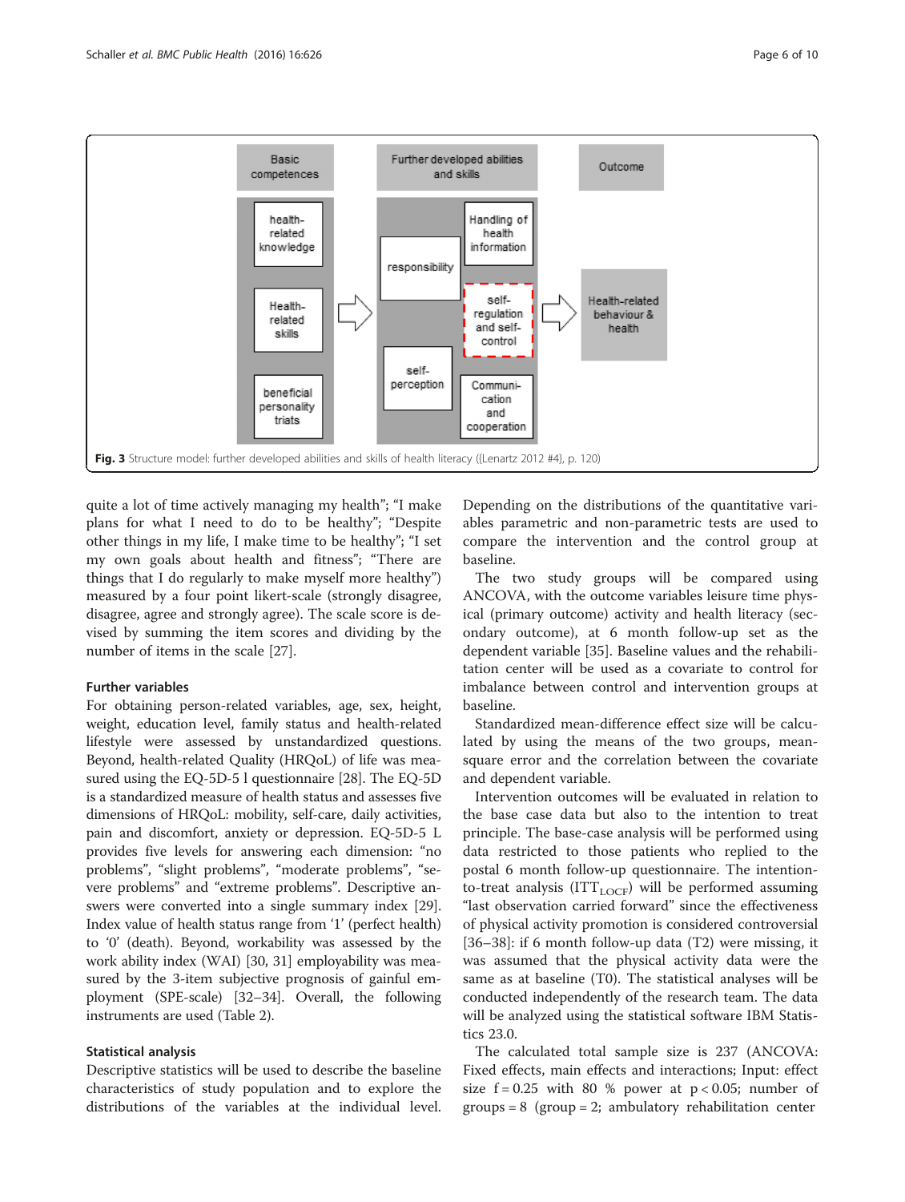Fig. 3 Structure model: further developed abilities and skills of health literacy ({Lenartz 2012 #4}, p. 120)

quite a lot of time actively managing my health"; "I make plans for what I need to do to be healthy"; "Despite other things in my life, I make time to be healthy"; "I set my own goals about health and fitness"; "There are things that I do regularly to make myself more healthy") measured by a four point likert-scale (strongly disagree, disagree, agree and strongly agree). The scale score is devised by summing the item scores and dividing by the number of items in the scale [27].

### Further variables

For obtaining person-related variables, age, sex, height, weight, education level, family status and health-related lifestyle were assessed by unstandardized questions. Beyond, health-related Quality (HRQoL) of life was measured using the EQ-5D-5 l questionnaire [28]. The EQ-5D is a standardized measure of health status and assesses five dimensions of HRQoL: mobility, self-care, daily activities, pain and discomfort, anxiety or depression. EQ-5D-5 L provides five levels for answering each dimension: "no problems", "slight problems", "moderate problems", "severe problems" and "extreme problems". Descriptive answers were converted into a single summary index [29]. Index value of health status range from '1' (perfect health) to '0' (death). Beyond, workability was assessed by the work ability index (WAI) [30, 31] employability was measured by the 3-item subjective prognosis of gainful employment (SPE-scale) [32–34]. Overall, the following instruments are used (Table 2).

### Statistical analysis

Descriptive statistics will be used to describe the baseline characteristics of study population and to explore the distributions of the variables at the individual level. Depending on the distributions of the quantitative variables parametric and non-parametric tests are used to compare the intervention and the control group at baseline.

The two study groups will be compared using ANCOVA, with the outcome variables leisure time physical (primary outcome) activity and health literacy (secondary outcome), at 6 month follow-up set as the dependent variable [35]. Baseline values and the rehabilitation center will be used as a covariate to control for imbalance between control and intervention groups at baseline.

Standardized mean-difference effect size will be calculated by using the means of the two groups, mean-square error and the correlation between the covariate and dependent variable.

Intervention outcomes will be evaluated in relation to the base case data but also to the intention to treat principle. The base-case analysis will be performed using data restricted to those patients who replied to the postal 6 month follow-up questionnaire. The intention-to-treat analysis ($ITT_{LOCF}$) will be performed assuming "last observation carried forward" since the effectiveness of physical activity promotion is considered controversial [36–38]: if 6 month follow-up data (T2) were missing, it was assumed that the physical activity data were the same as at baseline (T0). The statistical analyses will be conducted independently of the research team. The data will be analyzed using the statistical software IBM Statistics 23.0.

The calculated total sample size is 237 (ANCOVA: Fixed effects, main effects and interactions; Input: effect size $f = 0.25$ with 80 % power at $p < 0.05$; number of groups = 8 (group = 2; ambulatory rehabilitation center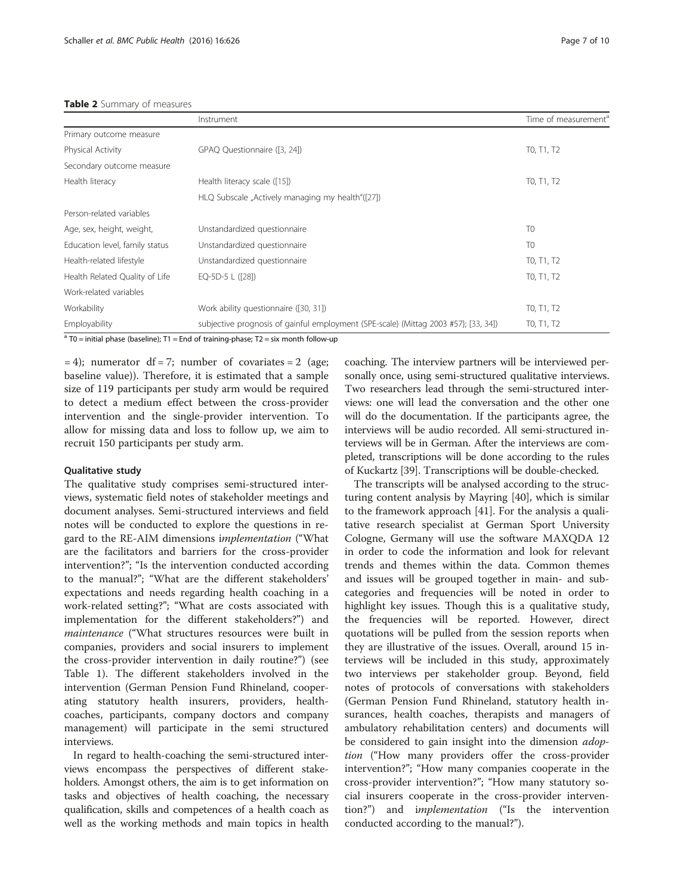**Table 2** Summary of measures

| | Instrument | Time of measurement[a] |
|---|---|---|
| Primary outcome measure | | |
| Physical Activity | GPAQ Questionnaire ([3, 24]) | T0, T1, T2 |
| Secondary outcome measure | | |
| Health literacy | Health literacy scale ([15]) | T0, T1, T2 |
| | HLQ Subscale „Actively managing my health"([27]) | |
| Person-related variables | | |
| Age, sex, height, weight, | Unstandardized questionnaire | T0 |
| Education level, family status | Unstandardized questionnaire | T0 |
| Health-related lifestyle | Unstandardized questionnaire | T0, T1, T2 |
| Health Related Quality of Life | EQ-5D-5 L ([28]) | T0, T1, T2 |
| Work-related variables | | |
| Workability | Work ability questionnaire ([30, 31]) | T0, T1, T2 |
| Employability | subjective prognosis of gainful employment (SPE-scale) (Mittag 2003 #57}; [33, 34]) | T0, T1, T2 |

[a] T0 = initial phase (baseline); T1 = End of training-phase; T2 = six month follow-up

= 4); numerator df = 7; number of covariates = 2 (age; baseline value)). Therefore, it is estimated that a sample size of 119 participants per study arm would be required to detect a medium effect between the cross-provider intervention and the single-provider intervention. To allow for missing data and loss to follow up, we aim to recruit 150 participants per study arm.

### Qualitative study

The qualitative study comprises semi-structured interviews, systematic field notes of stakeholder meetings and document analyses. Semi-structured interviews and field notes will be conducted to explore the questions in regard to the RE-AIM dimensions *implementation* ("What are the facilitators and barriers for the cross-provider intervention?"; "Is the intervention conducted according to the manual?"; "What are the different stakeholders' expectations and needs regarding health coaching in a work-related setting?"; "What are costs associated with implementation for the different stakeholders?") and *maintenance* ("What structures resources were built in companies, providers and social insurers to implement the cross-provider intervention in daily routine?") (see Table 1). The different stakeholders involved in the intervention (German Pension Fund Rhineland, cooperating statutory health insurers, providers, health-coaches, participants, company doctors and company management) will participate in the semi structured interviews.

In regard to health-coaching the semi-structured interviews encompass the perspectives of different stakeholders. Amongst others, the aim is to get information on tasks and objectives of health coaching, the necessary qualification, skills and competences of a health coach as well as the working methods and main topics in health coaching. The interview partners will be interviewed personally once, using semi-structured qualitative interviews. Two researchers lead through the semi-structured interviews: one will lead the conversation and the other one will do the documentation. If the participants agree, the interviews will be audio recorded. All semi-structured interviews will be in German. After the interviews are completed, transcriptions will be done according to the rules of Kuckartz [39]. Transcriptions will be double-checked.

The transcripts will be analysed according to the structuring content analysis by Mayring [40], which is similar to the framework approach [41]. For the analysis a qualitative research specialist at German Sport University Cologne, Germany will use the software MAXQDA 12 in order to code the information and look for relevant trends and themes within the data. Common themes and issues will be grouped together in main- and subcategories and frequencies will be noted in order to highlight key issues. Though this is a qualitative study, the frequencies will be reported. However, direct quotations will be pulled from the session reports when they are illustrative of the issues. Overall, around 15 interviews will be included in this study, approximately two interviews per stakeholder group. Beyond, field notes of protocols of conversations with stakeholders (German Pension Fund Rhineland, statutory health insurances, health coaches, therapists and managers of ambulatory rehabilitation centers) and documents will be considered to gain insight into the dimension *adoption* ("How many providers offer the cross-provider intervention?"; "How many companies cooperate in the cross-provider intervention?"; "How many statutory social insurers cooperate in the cross-provider intervention?") and *implementation* ("Is the intervention conducted according to the manual?").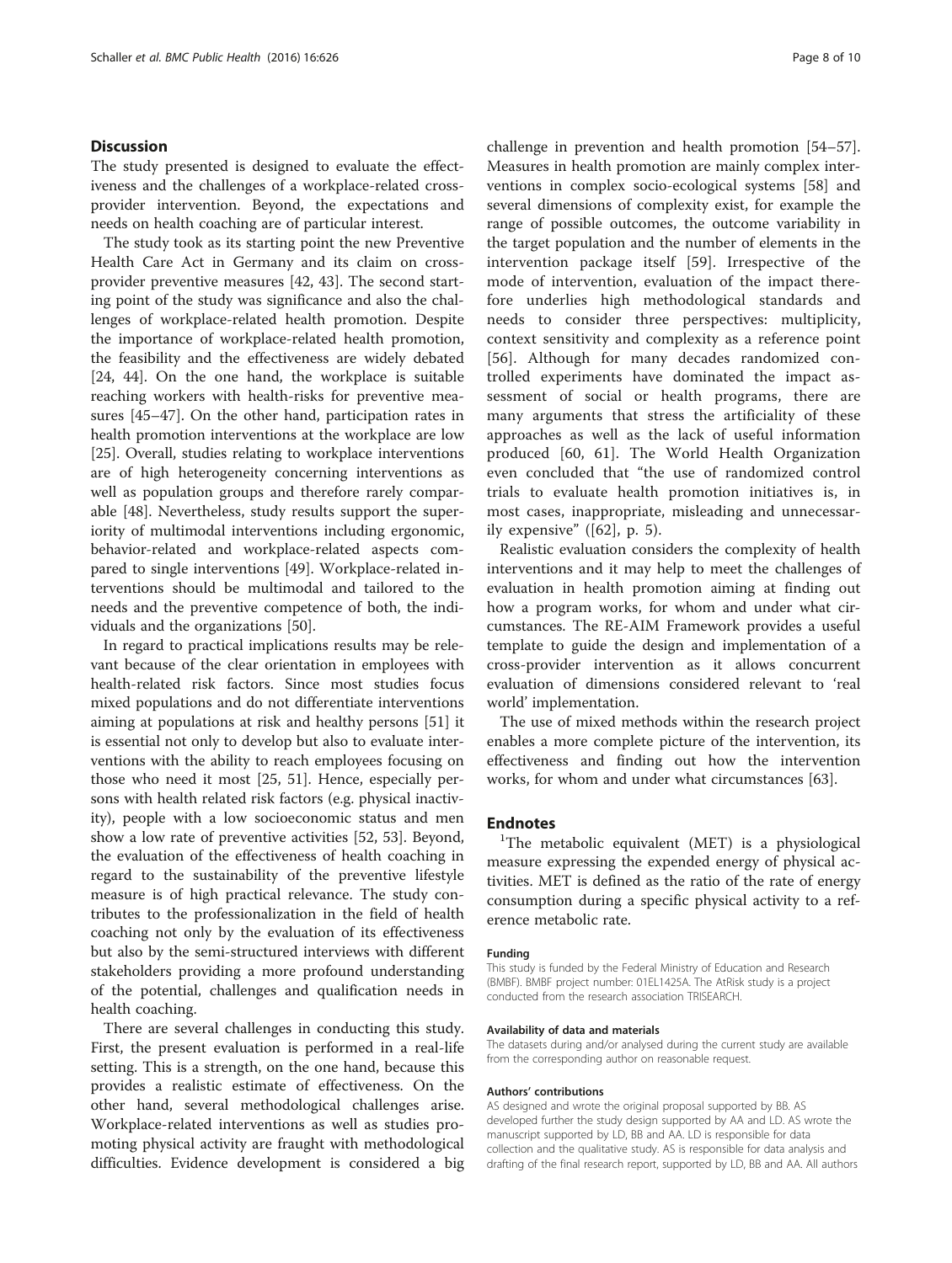## Discussion

The study presented is designed to evaluate the effectiveness and the challenges of a workplace-related cross-provider intervention. Beyond, the expectations and needs on health coaching are of particular interest.

The study took as its starting point the new Preventive Health Care Act in Germany and its claim on cross-provider preventive measures [42, 43]. The second starting point of the study was significance and also the challenges of workplace-related health promotion. Despite the importance of workplace-related health promotion, the feasibility and the effectiveness are widely debated [24, 44]. On the one hand, the workplace is suitable reaching workers with health-risks for preventive measures [45–47]. On the other hand, participation rates in health promotion interventions at the workplace are low [25]. Overall, studies relating to workplace interventions are of high heterogeneity concerning interventions as well as population groups and therefore rarely comparable [48]. Nevertheless, study results support the superiority of multimodal interventions including ergonomic, behavior-related and workplace-related aspects compared to single interventions [49]. Workplace-related interventions should be multimodal and tailored to the needs and the preventive competence of both, the individuals and the organizations [50].

In regard to practical implications results may be relevant because of the clear orientation in employees with health-related risk factors. Since most studies focus mixed populations and do not differentiate interventions aiming at populations at risk and healthy persons [51] it is essential not only to develop but also to evaluate interventions with the ability to reach employees focusing on those who need it most [25, 51]. Hence, especially persons with health related risk factors (e.g. physical inactivity), people with a low socioeconomic status and men show a low rate of preventive activities [52, 53]. Beyond, the evaluation of the effectiveness of health coaching in regard to the sustainability of the preventive lifestyle measure is of high practical relevance. The study contributes to the professionalization in the field of health coaching not only by the evaluation of its effectiveness but also by the semi-structured interviews with different stakeholders providing a more profound understanding of the potential, challenges and qualification needs in health coaching.

There are several challenges in conducting this study. First, the present evaluation is performed in a real-life setting. This is a strength, on the one hand, because this provides a realistic estimate of effectiveness. On the other hand, several methodological challenges arise. Workplace-related interventions as well as studies promoting physical activity are fraught with methodological difficulties. Evidence development is considered a big challenge in prevention and health promotion [54–57]. Measures in health promotion are mainly complex interventions in complex socio-ecological systems [58] and several dimensions of complexity exist, for example the range of possible outcomes, the outcome variability in the target population and the number of elements in the intervention package itself [59]. Irrespective of the mode of intervention, evaluation of the impact therefore underlies high methodological standards and needs to consider three perspectives: multiplicity, context sensitivity and complexity as a reference point [56]. Although for many decades randomized controlled experiments have dominated the impact assessment of social or health programs, there are many arguments that stress the artificiality of these approaches as well as the lack of useful information produced [60, 61]. The World Health Organization even concluded that "the use of randomized control trials to evaluate health promotion initiatives is, in most cases, inappropriate, misleading and unnecessarily expensive" ([62], p. 5).

Realistic evaluation considers the complexity of health interventions and it may help to meet the challenges of evaluation in health promotion aiming at finding out how a program works, for whom and under what circumstances. The RE-AIM Framework provides a useful template to guide the design and implementation of a cross-provider intervention as it allows concurrent evaluation of dimensions considered relevant to 'real world' implementation.

The use of mixed methods within the research project enables a more complete picture of the intervention, its effectiveness and finding out how the intervention works, for whom and under what circumstances [63].

## Endnotes

[1]The metabolic equivalent (MET) is a physiological measure expressing the expended energy of physical activities. MET is defined as the ratio of the rate of energy consumption during a specific physical activity to a reference metabolic rate.

#### Funding

This study is funded by the Federal Ministry of Education and Research (BMBF). BMBF project number: 01EL1425A. The AtRisk study is a project conducted from the research association TRISEARCH.

#### Availability of data and materials

The datasets during and/or analysed during the current study are available from the corresponding author on reasonable request.

#### Authors' contributions

AS designed and wrote the original proposal supported by BB. AS developed further the study design supported by AA and LD. AS wrote the manuscript supported by LD, BB and AA. LD is responsible for data collection and the qualitative study. AS is responsible for data analysis and drafting of the final research report, supported by LD, BB and AA. All authors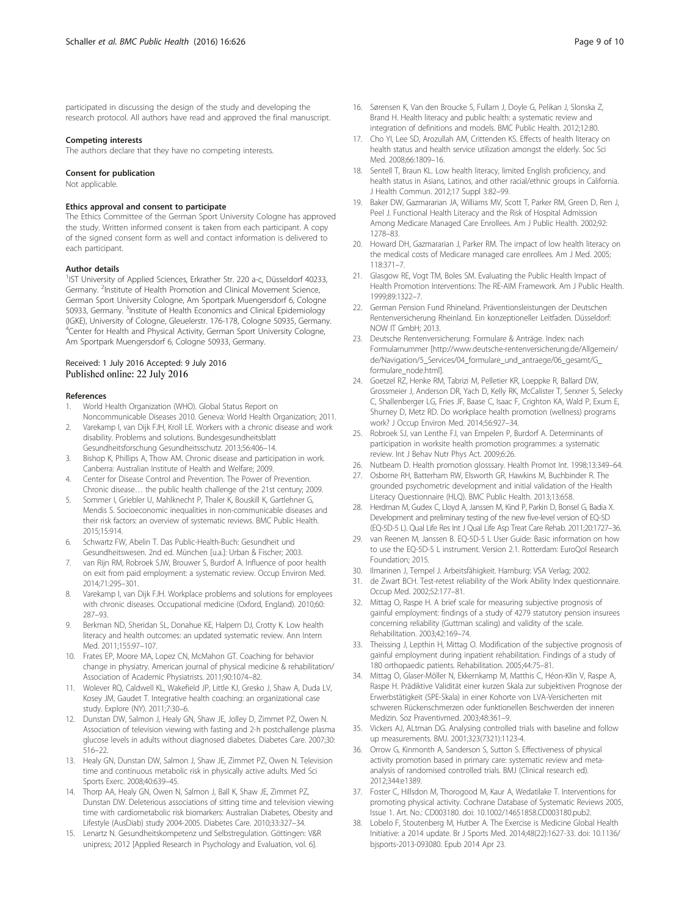participated in discussing the design of the study and developing the research protocol. All authors have read and approved the final manuscript.

#### Competing interests

The authors declare that they have no competing interests.

#### Consent for publication

Not applicable.

#### Ethics approval and consent to participate

The Ethics Committee of the German Sport University Cologne has approved the study. Written informed consent is taken from each participant. A copy of the signed consent form as well and contact information is delivered to each participant.

#### Author details

[1]IST University of Applied Sciences, Erkrather Str. 220 a-c, Düsseldorf 40233, Germany. [2]Institute of Health Promotion and Clinical Movement Science, German Sport University Cologne, Am Sportpark Muengersdorf 6, Cologne 50933, Germany. [3]Institute of Health Economics and Clinical Epidemiology (IGKE), University of Cologne, Gleuelerstr. 176-178, Cologne 50935, Germany. [4]Center for Health and Physical Activity, German Sport University Cologne, Am Sportpark Muengersdorf 6, Cologne 50933, Germany.

Received: 1 July 2016 Accepted: 9 July 2016
Published online: 22 July 2016

#### References

1. World Health Organization (WHO). Global Status Report on Noncommunicable Diseases 2010. Geneva: World Health Organization; 2011.
2. Varekamp I, van Dijk FJH, Kroll LE. Workers with a chronic disease and work disability. Problems and solutions. Bundesgesundheitsblatt Gesundheitsforschung Gesundheitsschutz. 2013;56:406–14.
3. Bishop K, Phillips A, Thow AM. Chronic disease and participation in work. Canberra: Australian Institute of Health and Welfare; 2009.
4. Center for Disease Control and Prevention. The Power of Prevention. Chronic disease… the public health challenge of the 21st century; 2009.
5. Sommer I, Griebler U, Mahlknecht P, Thaler K, Bouskill K, Gartlehner G, Mendis S. Socioeconomic inequalities in non-communicable diseases and their risk factors: an overview of systematic reviews. BMC Public Health. 2015;15:914.
6. Schwartz FW, Abelin T. Das Public-Health-Buch: Gesundheit und Gesundheitswesen. 2nd ed. München [u.a.]: Urban & Fischer; 2003.
7. van Rijn RM, Robroek SJW, Brouwer S, Burdorf A. Influence of poor health on exit from paid employment: a systematic review. Occup Environ Med. 2014;71:295–301.
8. Varekamp I, van Dijk FJH. Workplace problems and solutions for employees with chronic diseases. Occupational medicine (Oxford, England). 2010;60:287–93.
9. Berkman ND, Sheridan SL, Donahue KE, Halpern DJ, Crotty K. Low health literacy and health outcomes: an updated systematic review. Ann Intern Med. 2011;155:97–107.
10. Frates EP, Moore MA, Lopez CN, McMahon GT. Coaching for behavior change in physiatry. American journal of physical medicine & rehabilitation/ Association of Academic Physiatrists. 2011;90:1074–82.
11. Wolever RQ, Caldwell KL, Wakefield JP, Little KJ, Gresko J, Shaw A, Duda LV, Kosey JM, Gaudet T. Integrative health coaching: an organizational case study. Explore (NY). 2011;7:30–6.
12. Dunstan DW, Salmon J, Healy GN, Shaw JE, Jolley D, Zimmet PZ, Owen N. Association of television viewing with fasting and 2-h postchallenge plasma glucose levels in adults without diagnosed diabetes. Diabetes Care. 2007;30:516–22.
13. Healy GN, Dunstan DW, Salmon J, Shaw JE, Zimmet PZ, Owen N. Television time and continuous metabolic risk in physically active adults. Med Sci Sports Exerc. 2008;40:639–45.
14. Thorp AA, Healy GN, Owen N, Salmon J, Ball K, Shaw JE, Zimmet PZ, Dunstan DW. Deleterious associations of sitting time and television viewing time with cardiometabolic risk biomarkers: Australian Diabetes, Obesity and Lifestyle (AusDiab) study 2004-2005. Diabetes Care. 2010;33:327–34.
15. Lenartz N. Gesundheitskompetenz und Selbstregulation. Göttingen: V&R unipress; 2012 [Applied Research in Psychology and Evaluation, vol. 6].
16. Sørensen K, Van den Broucke S, Fullam J, Doyle G, Pelikan J, Slonska Z, Brand H. Health literacy and public health: a systematic review and integration of definitions and models. BMC Public Health. 2012;12:80.
17. Cho YI, Lee SD, Arozullah AM, Crittenden KS. Effects of health literacy on health status and health service utilization amongst the elderly. Soc Sci Med. 2008;66:1809–16.
18. Sentell T, Braun KL. Low health literacy, limited English proficiency, and health status in Asians, Latinos, and other racial/ethnic groups in California. J Health Commun. 2012;17 Suppl 3:82–99.
19. Baker DW, Gazmararian JA, Williams MV, Scott T, Parker RM, Green D, Ren J, Peel J. Functional Health Literacy and the Risk of Hospital Admission Among Medicare Managed Care Enrollees. Am J Public Health. 2002;92:1278–83.
20. Howard DH, Gazmararian J, Parker RM. The impact of low health literacy on the medical costs of Medicare managed care enrollees. Am J Med. 2005;118:371–7.
21. Glasgow RE, Vogt TM, Boles SM. Evaluating the Public Health Impact of Health Promotion Interventions: The RE-AIM Framework. Am J Public Health. 1999;89:1322–7.
22. German Pension Fund Rhineland. Präventionsleistungen der Deutschen Rentenversicherung Rheinland. Ein konzeptioneller Leitfaden. Düsseldorf: NOW IT GmbH; 2013.
23. Deutsche Rentenversicherung: Formulare & Anträge. Index: nach Formularnummer [http://www.deutsche-rentenversicherung.de/Allgemein/de/Navigation/5_Services/04_formulare_und_antraege/06_gesamt/G_formulare_node.html].
24. Goetzel RZ, Henke RM, Tabrizi M, Pelletier KR, Loeppke R, Ballard DW, Grossmeier J, Anderson DR, Yach D, Kelly RK, McCalister T, Serxner S, Selecky C, Shallenberger LG, Fries JF, Baase C, Isaac F, Crighton KA, Wald P, Exum E, Shurney D, Metz RD. Do workplace health promotion (wellness) programs work? J Occup Environ Med. 2014;56:927–34.
25. Robroek SJ, van Lenthe FJ, van Empelen P, Burdorf A. Determinants of participation in worksite health promotion programmes: a systematic review. Int J Behav Nutr Phys Act. 2009;6:26.
26. Nutbeam D. Health promotion glosssary. Health Promot Int. 1998;13:349–64.
27. Osborne RH, Batterham RW, Elsworth GR, Hawkins M, Buchbinder R. The grounded psychometric development and initial validation of the Health Literacy Questionnaire (HLQ). BMC Public Health. 2013;13:658.
28. Herdman M, Gudex C, Lloyd A, Janssen M, Kind P, Parkin D, Bonsel G, Badia X. Development and preliminary testing of the new five-level version of EQ-5D (EQ-5D-5 L). Qual Life Res Int J Qual Life Asp Treat Care Rehab. 2011;20:1727–36.
29. van Reenen M, Janssen B. EQ-5D-5 L User Guide: Basic information on how to use the EQ-5D-5 L instrument. Version 2.1. Rotterdam: EuroQol Research Foundation; 2015.
30. Ilmarinen J, Tempel J. Arbeitsfähigkeit. Hamburg: VSA Verlag; 2002.
31. de Zwart BCH. Test-retest reliability of the Work Ability Index questionnaire. Occup Med. 2002;52:177–81.
32. Mittag O, Raspe H. A brief scale for measuring subjective prognosis of gainful employment: findings of a study of 4279 statutory pension insurees concerning reliability (Guttman scaling) and validity of the scale. Rehabilitation. 2003;42:169–74.
33. Theissing J, Lepthin H, Mittag O. Modification of the subjective prognosis of gainful employment during inpatient rehabilitation. Findings of a study of 180 orthopaedic patients. Rehabilitation. 2005;44:75–81.
34. Mittag O, Glaser-Möller N, Ekkernkamp M, Matthis C, Héon-Klin V, Raspe A, Raspe H. Prädiktive Validität einer kurzen Skala zur subjektiven Prognose der Erwerbstätigkeit (SPE-Skala) in einer Kohorte von LVA-Versicherten mit schweren Rückenschmerzen oder funktionellen Beschwerden der inneren Medizin. Soz Praventivmed. 2003;48:361–9.
35. Vickers AJ, ALtman DG. Analysing controlled trials with baseline and follow up measurements. BMJ. 2001;323(7321):1123-4.
36. Orrow G, Kinmonth A, Sanderson S, Sutton S. Effectiveness of physical activity promotion based in primary care: systematic review and meta-analysis of randomised controlled trials. BMJ (Clinical research ed). 2012;344:e1389.
37. Foster C, Hillsdon M, Thorogood M, Kaur A, Wedatilake T. Interventions for promoting physical activity. Cochrane Database of Systematic Reviews 2005, Issue 1. Art. No.: CD003180. doi: 10.1002/14651858.CD003180.pub2.
38. Lobelo F, Stoutenberg M, Hutber A. The Exercise is Medicine Global Health Initiative: a 2014 update. Br J Sports Med. 2014;48(22):1627-33. doi: 10.1136/bjsports-2013-093080. Epub 2014 Apr 23.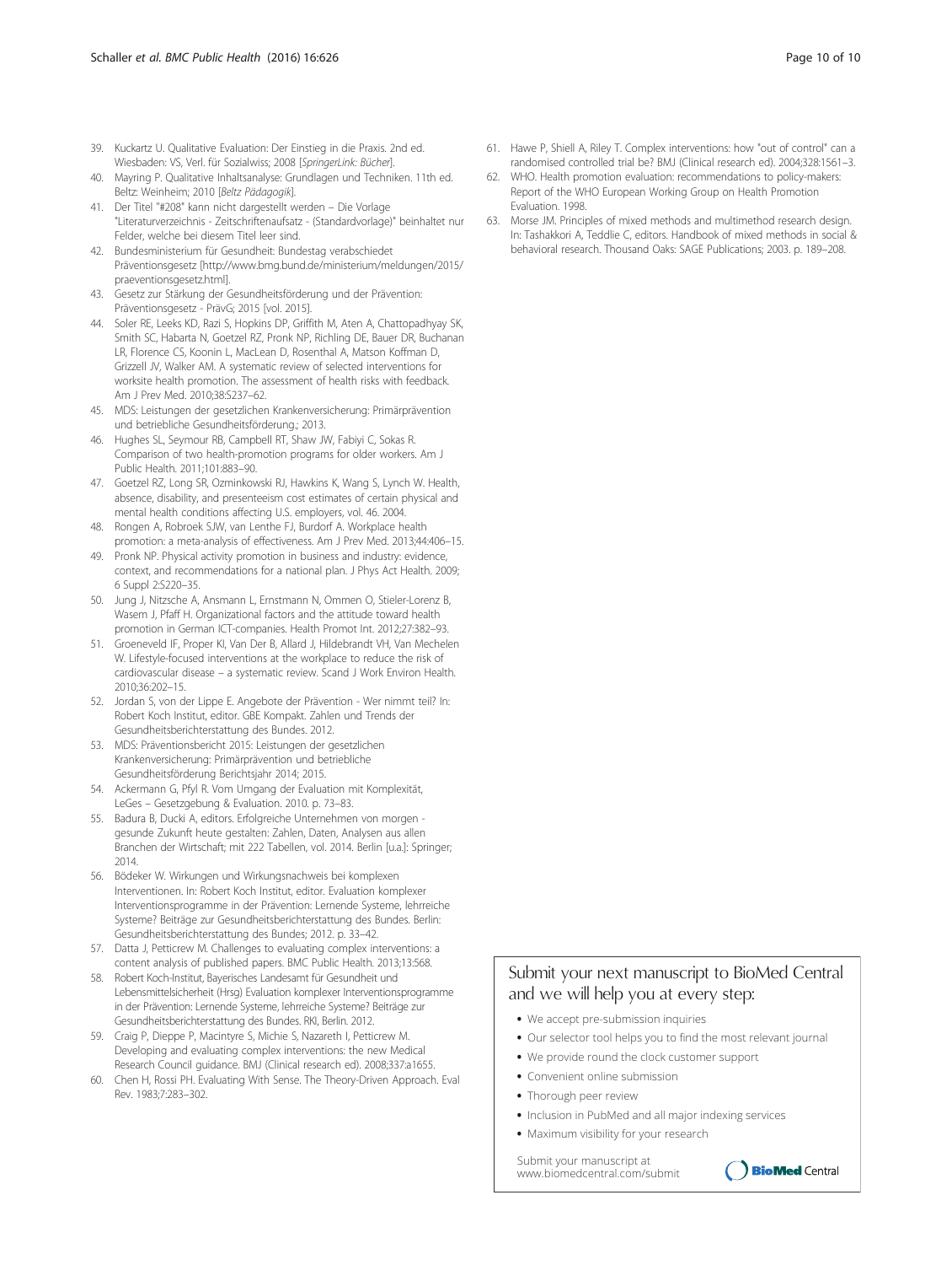39. Kuckartz U. Qualitative Evaluation: Der Einstieg in die Praxis. 2nd ed. Wiesbaden: VS, Verl. für Sozialwiss; 2008 [*SpringerLink: Bücher*].
40. Mayring P. Qualitative Inhaltsanalyse: Grundlagen und Techniken. 11th ed. Beltz: Weinheim; 2010 [*Beltz Pädagogik*].
41. Der Titel "#208" kann nicht dargestellt werden – Die Vorlage "Literaturverzeichnis - Zeitschriftenaufsatz - (Standardvorlage)" beinhaltet nur Felder, welche bei diesem Titel leer sind.
42. Bundesministerium für Gesundheit: Bundestag verabschiedet Präventionsgesetz [http://www.bmg.bund.de/ministerium/meldungen/2015/praeventionsgesetz.html].
43. Gesetz zur Stärkung der Gesundheitsförderung und der Prävention: Präventionsgesetz - PrävG; 2015 [vol. 2015].
44. Soler RE, Leeks KD, Razi S, Hopkins DP, Griffith M, Aten A, Chattopadhyay SK, Smith SC, Habarta N, Goetzel RZ, Pronk NP, Richling DE, Bauer DR, Buchanan LR, Florence CS, Koonin L, MacLean D, Rosenthal A, Matson Koffman D, Grizzell JV, Walker AM. A systematic review of selected interventions for worksite health promotion. The assessment of health risks with feedback. Am J Prev Med. 2010;38:S237–62.
45. MDS: Leistungen der gesetzlichen Krankenversicherung: Primärprävention und betriebliche Gesundheitsförderung.; 2013.
46. Hughes SL, Seymour RB, Campbell RT, Shaw JW, Fabiyi C, Sokas R. Comparison of two health-promotion programs for older workers. Am J Public Health. 2011;101:883–90.
47. Goetzel RZ, Long SR, Ozminkowski RJ, Hawkins K, Wang S, Lynch W. Health, absence, disability, and presenteeism cost estimates of certain physical and mental health conditions affecting U.S. employers, vol. 46. 2004.
48. Rongen A, Robroek SJW, van Lenthe FJ, Burdorf A. Workplace health promotion: a meta-analysis of effectiveness. Am J Prev Med. 2013;44:406–15.
49. Pronk NP. Physical activity promotion in business and industry: evidence, context, and recommendations for a national plan. J Phys Act Health. 2009; 6 Suppl 2:S220–35.
50. Jung J, Nitzsche A, Ansmann L, Ernstmann N, Ommen O, Stieler-Lorenz B, Wasem J, Pfaff H. Organizational factors and the attitude toward health promotion in German ICT-companies. Health Promot Int. 2012;27:382–93.
51. Groeneveld IF, Proper KI, Van Der B, Allard J, Hildebrandt VH, Van Mechelen W. Lifestyle-focused interventions at the workplace to reduce the risk of cardiovascular disease – a systematic review. Scand J Work Environ Health. 2010;36:202–15.
52. Jordan S, von der Lippe E. Angebote der Prävention - Wer nimmt teil? In: Robert Koch Institut, editor. GBE Kompakt. Zahlen und Trends der Gesundheitsberichterstattung des Bundes. 2012.
53. MDS: Präventionsbericht 2015: Leistungen der gesetzlichen Krankenversicherung: Primärprävention und betriebliche Gesundheitsförderung Berichtsjahr 2014; 2015.
54. Ackermann G, Pfyl R. Vom Umgang der Evaluation mit Komplexität, LeGes – Gesetzgebung & Evaluation. 2010. p. 73–83.
55. Badura B, Ducki A, editors. Erfolgreiche Unternehmen von morgen - gesunde Zukunft heute gestalten: Zahlen, Daten, Analysen aus allen Branchen der Wirtschaft; mit 222 Tabellen, vol. 2014. Berlin [u.a.]: Springer; 2014.
56. Bödeker W. Wirkungen und Wirkungsnachweis bei komplexen Interventionen. In: Robert Koch Institut, editor. Evaluation komplexer Interventionsprogramme in der Prävention: Lernende Systeme, lehrreiche Systeme? Beiträge zur Gesundheitsberichterstattung des Bundes. Berlin: Gesundheitsberichterstattung des Bundes; 2012. p. 33–42.
57. Datta J, Petticrew M. Challenges to evaluating complex interventions: a content analysis of published papers. BMC Public Health. 2013;13:568.
58. Robert Koch-Institut, Bayerisches Landesamt für Gesundheit und Lebensmittelsicherheit (Hrsg) Evaluation komplexer Interventionsprogramme in der Prävention: Lernende Systeme, lehrreiche Systeme? Beiträge zur Gesundheitsberichterstattung des Bundes. RKI, Berlin. 2012.
59. Craig P, Dieppe P, Macintyre S, Michie S, Nazareth I, Petticrew M. Developing and evaluating complex interventions: the new Medical Research Council guidance. BMJ (Clinical research ed). 2008;337:a1655.
60. Chen H, Rossi PH. Evaluating With Sense. The Theory-Driven Approach. Eval Rev. 1983;7:283–302.
61. Hawe P, Shiell A, Riley T. Complex interventions: how "out of control" can a randomised controlled trial be? BMJ (Clinical research ed). 2004;328:1561–3.
62. WHO. Health promotion evaluation: recommendations to policy-makers: Report of the WHO European Working Group on Health Promotion Evaluation. 1998.
63. Morse JM. Principles of mixed methods and multimethod research design. In: Tashakkori A, Teddlie C, editors. Handbook of mixed methods in social & behavioral research. Thousand Oaks: SAGE Publications; 2003. p. 189–208.

Submit your next manuscript to BioMed Central and we will help you at every step:

- We accept pre-submission inquiries
- Our selector tool helps you to find the most relevant journal
- We provide round the clock customer support
- Convenient online submission
- Thorough peer review
- Inclusion in PubMed and all major indexing services
- Maximum visibility for your research

Submit your manuscript at www.biomedcentral.com/submit

BioMed Central